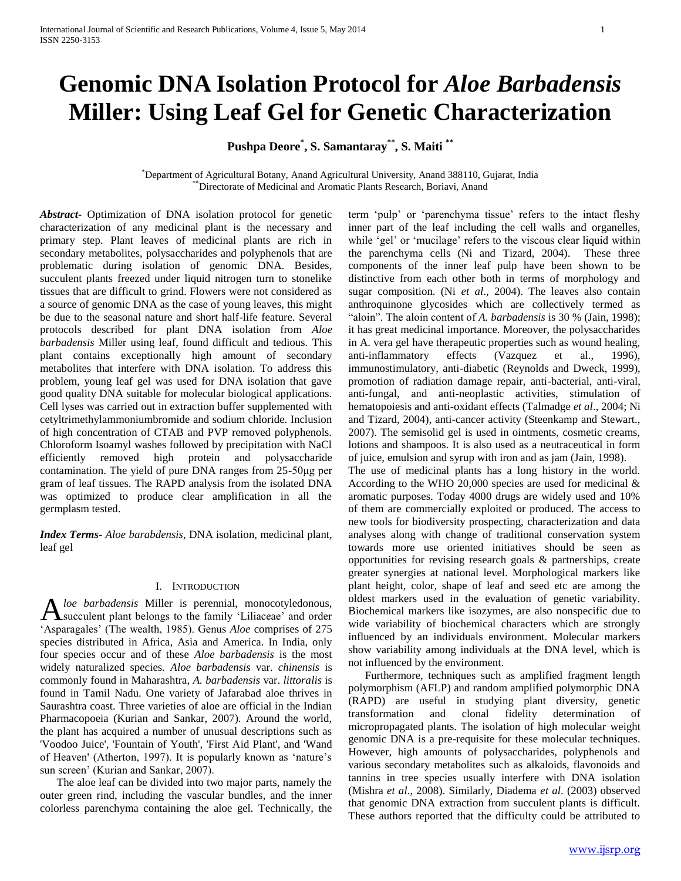# Genomic DNA Isolation Protocol for *Aloe Barbadensis* Miller: Using Leaf Gel for Genetic Characterization

**Pushpa Deore[*], S. Samantaray[**], S. Maiti[**]**

[*]Department of Agricultural Botany, Anand Agricultural University, Anand 388110, Gujarat, India
[**]Directorate of Medicinal and Aromatic Plants Research, Boriavi, Anand

***Abstract-*** Optimization of DNA isolation protocol for genetic characterization of any medicinal plant is the necessary and primary step. Plant leaves of medicinal plants are rich in secondary metabolites, polysaccharides and polyphenols that are problematic during isolation of genomic DNA. Besides, succulent plants freezed under liquid nitrogen turn to stonelike tissues that are difficult to grind. Flowers were not considered as a source of genomic DNA as the case of young leaves, this might be due to the seasonal nature and short half-life feature. Several protocols described for plant DNA isolation from *Aloe barbadensis* Miller using leaf, found difficult and tedious. This plant contains exceptionally high amount of secondary metabolites that interfere with DNA isolation. To address this problem, young leaf gel was used for DNA isolation that gave good quality DNA suitable for molecular biological applications. Cell lyses was carried out in extraction buffer supplemented with cetyltrimethylammoniumbromide and sodium chloride. Inclusion of high concentration of CTAB and PVP removed polyphenols. Chloroform Isoamyl washes followed by precipitation with NaCl efficiently removed high protein and polysaccharide contamination. The yield of pure DNA ranges from 25-50μg per gram of leaf tissues. The RAPD analysis from the isolated DNA was optimized to produce clear amplification in all the germplasm tested.

***Index Terms-*** *Aloe barabdensis*, DNA isolation, medicinal plant, leaf gel

## I. Introduction

*Aloe barbadensis* Miller is perennial, monocotyledonous, succulent plant belongs to the family 'Liliaceae' and order 'Asparagales' (The wealth, 1985). Genus *Aloe* comprises of 275 species distributed in Africa, Asia and America. In India, only four species occur and of these *Aloe barbadensis* is the most widely naturalized species. *Aloe barbadensis* var. *chinensis* is commonly found in Maharashtra, *A. barbadensis* var. *littoralis* is found in Tamil Nadu. One variety of Jafarabad aloe thrives in Saurashtra coast. Three varieties of aloe are official in the Indian Pharmacopoeia (Kurian and Sankar, 2007). Around the world, the plant has acquired a number of unusual descriptions such as 'Voodoo Juice', 'Fountain of Youth', 'First Aid Plant', and 'Wand of Heaven' (Atherton, 1997). It is popularly known as 'nature's sun screen' (Kurian and Sankar, 2007).

The aloe leaf can be divided into two major parts, namely the outer green rind, including the vascular bundles, and the inner colorless parenchyma containing the aloe gel. Technically, the term 'pulp' or 'parenchyma tissue' refers to the intact fleshy inner part of the leaf including the cell walls and organelles, while 'gel' or 'mucilage' refers to the viscous clear liquid within the parenchyma cells (Ni and Tizard, 2004). These three components of the inner leaf pulp have been shown to be distinctive from each other both in terms of morphology and sugar composition. (Ni *et al*., 2004). The leaves also contain anthroquinone glycosides which are collectively termed as "aloin". The aloin content of *A. barbadensis* is 30 % (Jain, 1998); it has great medicinal importance. Moreover, the polysaccharides in A. vera gel have therapeutic properties such as wound healing, anti-inflammatory effects (Vazquez et al., 1996), immunostimulatory, anti-diabetic (Reynolds and Dweck, 1999), promotion of radiation damage repair, anti-bacterial, anti-viral, anti-fungal, and anti-neoplastic activities, stimulation of hematopoiesis and anti-oxidant effects (Talmadge *et al*., 2004; Ni and Tizard, 2004), anti-cancer activity (Steenkamp and Stewart., 2007). The semisolid gel is used in ointments, cosmetic creams, lotions and shampoos. It is also used as a neutraceutical in form of juice, emulsion and syrup with iron and as jam (Jain, 1998).

The use of medicinal plants has a long history in the world. According to the WHO 20,000 species are used for medicinal & aromatic purposes. Today 4000 drugs are widely used and 10% of them are commercially exploited or produced. The access to new tools for biodiversity prospecting, characterization and data analyses along with change of traditional conservation system towards more use oriented initiatives should be seen as opportunities for revising research goals & partnerships, create greater synergies at national level. Morphological markers like plant height, color, shape of leaf and seed etc are among the oldest markers used in the evaluation of genetic variability. Biochemical markers like isozymes, are also nonspecific due to wide variability of biochemical characters which are strongly influenced by an individuals environment. Molecular markers show variability among individuals at the DNA level, which is not influenced by the environment.

Furthermore, techniques such as amplified fragment length polymorphism (AFLP) and random amplified polymorphic DNA (RAPD) are useful in studying plant diversity, genetic transformation and clonal fidelity determination of micropropagated plants. The isolation of high molecular weight genomic DNA is a pre-requisite for these molecular techniques. However, high amounts of polysaccharides, polyphenols and various secondary metabolites such as alkaloids, flavonoids and tannins in tree species usually interfere with DNA isolation (Mishra *et al*., 2008). Similarly, Diadema *et al*. (2003) observed that genomic DNA extraction from succulent plants is difficult. These authors reported that the difficulty could be attributed to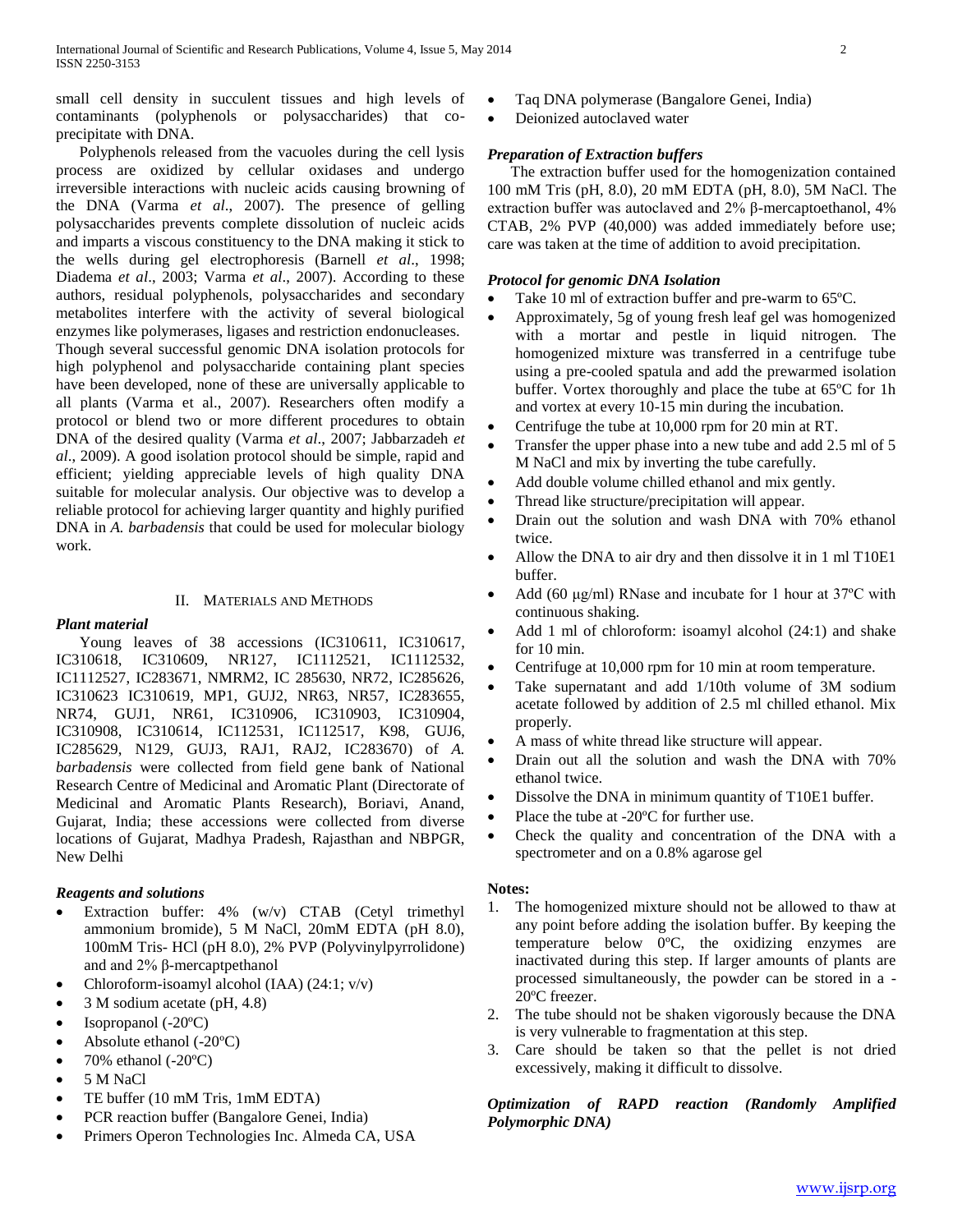small cell density in succulent tissues and high levels of contaminants (polyphenols or polysaccharides) that co-precipitate with DNA.

Polyphenols released from the vacuoles during the cell lysis process are oxidized by cellular oxidases and undergo irreversible interactions with nucleic acids causing browning of the DNA (Varma *et al*., 2007). The presence of gelling polysaccharides prevents complete dissolution of nucleic acids and imparts a viscous constituency to the DNA making it stick to the wells during gel electrophoresis (Barnell *et al*., 1998; Diadema *et al*., 2003; Varma *et al*., 2007). According to these authors, residual polyphenols, polysaccharides and secondary metabolites interfere with the activity of several biological enzymes like polymerases, ligases and restriction endonucleases. Though several successful genomic DNA isolation protocols for high polyphenol and polysaccharide containing plant species have been developed, none of these are universally applicable to all plants (Varma et al., 2007). Researchers often modify a protocol or blend two or more different procedures to obtain DNA of the desired quality (Varma *et al*., 2007; Jabbarzadeh *et al*., 2009). A good isolation protocol should be simple, rapid and efficient; yielding appreciable levels of high quality DNA suitable for molecular analysis. Our objective was to develop a reliable protocol for achieving larger quantity and highly purified DNA in *A. barbadensis* that could be used for molecular biology work.

## II. Materials and Methods

### *Plant material*

Young leaves of 38 accessions (IC310611, IC310617, IC310618, IC310609, NR127, IC1112521, IC1112532, IC1112527, IC283671, NMRM2, IC 285630, NR72, IC285626, IC310623 IC310619, MP1, GUJ2, NR63, NR57, IC283655, NR74, GUJ1, NR61, IC310906, IC310903, IC310904, IC310908, IC310614, IC112531, IC112517, K98, GUJ6, IC285629, N129, GUJ3, RAJ1, RAJ2, IC283670) of *A. barbadensis* were collected from field gene bank of National Research Centre of Medicinal and Aromatic Plant (Directorate of Medicinal and Aromatic Plants Research), Boriavi, Anand, Gujarat, India; these accessions were collected from diverse locations of Gujarat, Madhya Pradesh, Rajasthan and NBPGR, New Delhi

### *Reagents and solutions*

- Extraction buffer: 4% (w/v) CTAB (Cetyl trimethyl ammonium bromide), 5 M NaCl, 20mM EDTA (pH 8.0), 100mM Tris- HCl (pH 8.0), 2% PVP (Polyvinylpyrrolidone) and and 2% β-mercaptpethanol
- Chloroform-isoamyl alcohol (IAA) (24:1; v/v)
- 3 M sodium acetate (pH, 4.8)
- Isopropanol (-20ºC)
- Absolute ethanol (-20ºC)
- 70% ethanol (-20ºC)
- 5 M NaCl
- TE buffer (10 mM Tris, 1mM EDTA)
- PCR reaction buffer (Bangalore Genei, India)
- Primers Operon Technologies Inc. Almeda CA, USA
- Taq DNA polymerase (Bangalore Genei, India)
- Deionized autoclaved water

### *Preparation of Extraction buffers*

The extraction buffer used for the homogenization contained 100 mM Tris (pH, 8.0), 20 mM EDTA (pH, 8.0), 5M NaCl. The extraction buffer was autoclaved and 2% β-mercaptoethanol, 4% CTAB, 2% PVP (40,000) was added immediately before use; care was taken at the time of addition to avoid precipitation.

### *Protocol for genomic DNA Isolation*

- Take 10 ml of extraction buffer and pre-warm to 65ºC.
- Approximately, 5g of young fresh leaf gel was homogenized with a mortar and pestle in liquid nitrogen. The homogenized mixture was transferred in a centrifuge tube using a pre-cooled spatula and add the prewarmed isolation buffer. Vortex thoroughly and place the tube at 65ºC for 1h and vortex at every 10-15 min during the incubation.
- Centrifuge the tube at 10,000 rpm for 20 min at RT.
- Transfer the upper phase into a new tube and add 2.5 ml of 5 M NaCl and mix by inverting the tube carefully.
- Add double volume chilled ethanol and mix gently.
- Thread like structure/precipitation will appear.
- Drain out the solution and wash DNA with 70% ethanol twice.
- Allow the DNA to air dry and then dissolve it in 1 ml T10E1 buffer.
- Add (60 µg/ml) RNase and incubate for 1 hour at 37ºC with continuous shaking.
- Add 1 ml of chloroform: isoamyl alcohol (24:1) and shake for 10 min.
- Centrifuge at 10,000 rpm for 10 min at room temperature.
- Take supernatant and add 1/10th volume of 3M sodium acetate followed by addition of 2.5 ml chilled ethanol. Mix properly.
- A mass of white thread like structure will appear.
- Drain out all the solution and wash the DNA with 70% ethanol twice.
- Dissolve the DNA in minimum quantity of T10E1 buffer.
- Place the tube at -20ºC for further use.
- Check the quality and concentration of the DNA with a spectrometer and on a 0.8% agarose gel

**Notes:**

1. The homogenized mixture should not be allowed to thaw at any point before adding the isolation buffer. By keeping the temperature below 0ºC, the oxidizing enzymes are inactivated during this step. If larger amounts of plants are processed simultaneously, the powder can be stored in a -20ºC freezer.
2. The tube should not be shaken vigorously because the DNA is very vulnerable to fragmentation at this step.
3. Care should be taken so that the pellet is not dried excessively, making it difficult to dissolve.

### *Optimization of RAPD reaction (Randomly Amplified Polymorphic DNA)*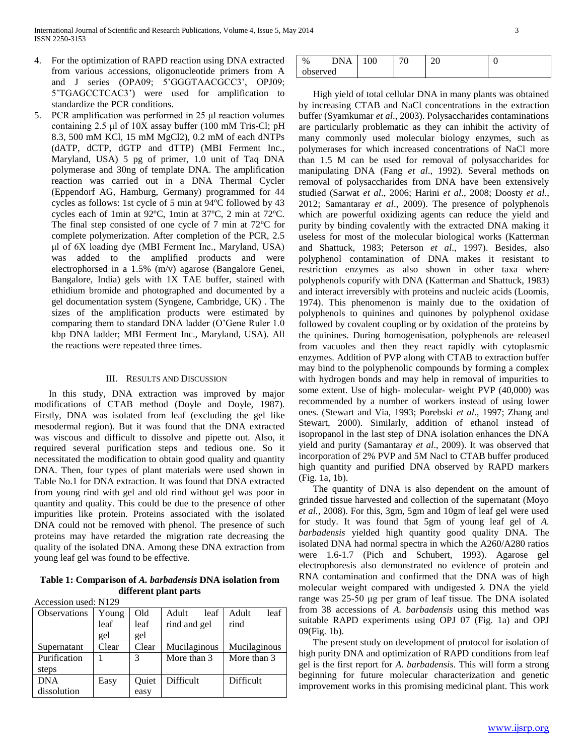4. For the optimization of RAPD reaction using DNA extracted from various accessions, oligonucleotide primers from A and J series (OPA09; 5'GGGTAACGCC3', OPJ09; 5'TGAGCCTCAC3') were used for amplification to standardize the PCR conditions.
5. PCR amplification was performed in 25 μl reaction volumes containing 2.5 μl of 10X assay buffer (100 mM Tris-Cl; pH 8.3, 500 mM KCl, 15 mM $MgCl_2$), 0.2 mM of each dNTPs (dATP, dCTP, dGTP and dTTP) (MBI Ferment Inc., Maryland, USA) 5 pg of primer, 1.0 unit of Taq DNA polymerase and 30ng of template DNA. The amplification reaction was carried out in a DNA Thermal Cycler (Eppendorf AG, Hamburg, Germany) programmed for 44 cycles as follows: 1st cycle of 5 min at 94ºC followed by 43 cycles each of 1min at 92ºC, 1min at 37ºC, 2 min at 72ºC. The final step consisted of one cycle of 7 min at 72ºC for complete polymerization. After completion of the PCR, 2.5 μl of 6X loading dye (MBI Ferment Inc., Maryland, USA) was added to the amplified products and were electrophorsed in a 1.5% (m/v) agarose (Bangalore Genei, Bangalore, India) gels with 1X TAE buffer, stained with ethidium bromide and photographed and documented by a gel documentation system (Syngene, Cambridge, UK) . The sizes of the amplification products were estimated by comparing them to standard DNA ladder (O'Gene Ruler 1.0 kbp DNA ladder; MBI Ferment Inc., Maryland, USA). All the reactions were repeated three times.

## III. Results and Discussion

In this study, DNA extraction was improved by major modifications of CTAB method (Doyle and Doyle, 1987). Firstly, DNA was isolated from leaf (excluding the gel like mesodermal region). But it was found that the DNA extracted was viscous and difficult to dissolve and pipette out. Also, it required several purification steps and tedious one. So it necessitated the modification to obtain good quality and quantity DNA. Then, four types of plant materials were used shown in Table No.1 for DNA extraction. It was found that DNA extracted from young rind with gel and old rind without gel was poor in quantity and quality. This could be due to the presence of other impurities like protein. Proteins associated with the isolated DNA could not be removed with phenol. The presence of such proteins may have retarded the migration rate decreasing the quality of the isolated DNA. Among these DNA extraction from young leaf gel was found to be effective.

**Table 1: Comparison of *A. barbadensis* DNA isolation from different plant parts**

Accession used: N129

| Observations | Young leaf gel | Old leaf gel | Adult leaf rind and gel | Adult leaf rind |
|---|---|---|---|---|
| Supernatant | Clear | Clear | Mucilaginous | Mucilaginous |
| Purification steps | 1 | 3 | More than 3 | More than 3 |
| DNA dissolution | Easy | Quiet easy | Difficult | Difficult |
| % DNA observed | 100 | 70 | 20 | 0 |

High yield of total cellular DNA in many plants was obtained by increasing CTAB and NaCl concentrations in the extraction buffer (Syamkumar *et al*., 2003). Polysaccharides contaminations are particularly problematic as they can inhibit the activity of many commonly used molecular biology enzymes, such as polymerases for which increased concentrations of NaCl more than 1.5 M can be used for removal of polysaccharides for manipulating DNA (Fang *et al*., 1992). Several methods on removal of polysaccharides from DNA have been extensively studied (Sarwat *et al*., 2006; Harini *et al*., 2008; Doosty *et al*., 2012; Samantaray *et al*., 2009). The presence of polyphenols which are powerful oxidizing agents can reduce the yield and purity by binding covalently with the extracted DNA making it useless for most of the molecular biological works (Katterman and Shattuck, 1983; Peterson *et al*., 1997). Besides, also polyphenol contamination of DNA makes it resistant to restriction enzymes as also shown in other taxa where polyphenols copurify with DNA (Katterman and Shattuck, 1983) and interact irreversibly with proteins and nucleic acids (Loomis, 1974). This phenomenon is mainly due to the oxidation of polyphenols to quinines and quinones by polyphenol oxidase followed by covalent coupling or by oxidation of the proteins by the quinines. During homogenisation, polyphenols are released from vacuoles and then they react rapidly with cytoplasmic enzymes. Addition of PVP along with CTAB to extraction buffer may bind to the polyphenolic compounds by forming a complex with hydrogen bonds and may help in removal of impurities to some extent. Use of high- molecular- weight PVP (40,000) was recommended by a number of workers instead of using lower ones. (Stewart and Via, 1993; Porebski *et al*., 1997; Zhang and Stewart, 2000). Similarly, addition of ethanol instead of isopropanol in the last step of DNA isolation enhances the DNA yield and purity (Samantaray *et al*., 2009). It was observed that incorporation of 2% PVP and 5M Nacl to CTAB buffer produced high quantity and purified DNA observed by RAPD markers (Fig. 1a, 1b).

The quantity of DNA is also dependent on the amount of grinded tissue harvested and collection of the supernatant (Moyo *et al.,* 2008). For this, 3gm, 5gm and 10gm of leaf gel were used for study. It was found that 5gm of young leaf gel of *A. barbadensis* yielded high quantity good quality DNA. The isolated DNA had normal spectra in which the A260/A280 ratios were 1.6-1.7 (Pich and Schubert, 1993). Agarose gel electrophoresis also demonstrated no evidence of protein and RNA contamination and confirmed that the DNA was of high molecular weight compared with undigested λ DNA the yield range was 25-50 μg per gram of leaf tissue. The DNA isolated from 38 accessions of *A. barbadensis* using this method was suitable RAPD experiments using OPJ 07 (Fig. 1a) and OPJ 09(Fig. 1b).

The present study on development of protocol for isolation of high purity DNA and optimization of RAPD conditions from leaf gel is the first report for *A. barbadensis*. This will form a strong beginning for future molecular characterization and genetic improvement works in this promising medicinal plant. This work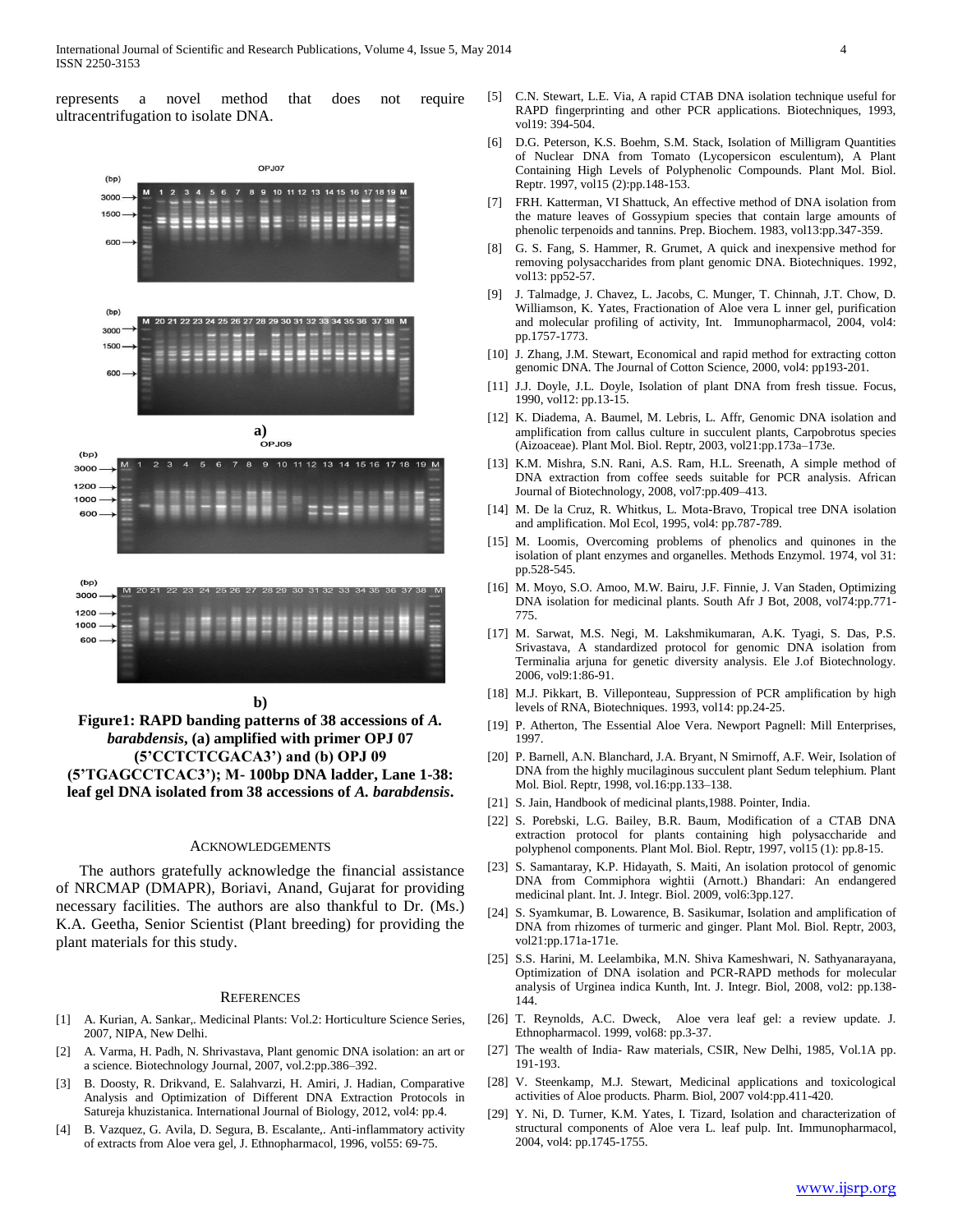represents a novel method that does not require ultracentrifugation to isolate DNA.

a)

b)

**Figure1: RAPD banding patterns of 38 accessions of *A. barabdensis*, (a) amplified with primer OPJ 07 (5'CCTCTCGACA3') and (b) OPJ 09 (5'TGAGCCTCAC3'); M- 100bp DNA ladder, Lane 1-38: leaf gel DNA isolated from 38 accessions of *A. barabdensis*.**

## ACKNOWLEDGEMENTS

The authors gratefully acknowledge the financial assistance of NRCMAP (DMAPR), Boriavi, Anand, Gujarat for providing necessary facilities. The authors are also thankful to Dr. (Ms.) K.A. Geetha, Senior Scientist (Plant breeding) for providing the plant materials for this study.

## REFERENCES

[1] A. Kurian, A. Sankar,. Medicinal Plants: Vol.2: Horticulture Science Series, 2007, NIPA, New Delhi.

[2] A. Varma, H. Padh, N. Shrivastava, Plant genomic DNA isolation: an art or a science. Biotechnology Journal, 2007, vol.2:pp.386–392.

[3] B. Doosty, R. Drikvand, E. Salahvarzi, H. Amiri, J. Hadian, Comparative Analysis and Optimization of Different DNA Extraction Protocols in Satureja khuzistanica. International Journal of Biology, 2012, vol4: pp.4.

[4] B. Vazquez, G. Avila, D. Segura, B. Escalante,. Anti-inflammatory activity of extracts from Aloe vera gel, J. Ethnopharmacol, 1996, vol55: 69-75.

[5] C.N. Stewart, L.E. Via, A rapid CTAB DNA isolation technique useful for RAPD fingerprinting and other PCR applications. Biotechniques, 1993, vol19: 394-504.

[6] D.G. Peterson, K.S. Boehm, S.M. Stack, Isolation of Milligram Quantities of Nuclear DNA from Tomato (Lycopersicon esculentum), A Plant Containing High Levels of Polyphenolic Compounds. Plant Mol. Biol. Reptr. 1997, vol15 (2):pp.148-153.

[7] FRH. Katterman, VI Shattuck, An effective method of DNA isolation from the mature leaves of Gossypium species that contain large amounts of phenolic terpenoids and tannins. Prep. Biochem. 1983, vol13:pp.347-359.

[8] G. S. Fang, S. Hammer, R. Grumet, A quick and inexpensive method for removing polysaccharides from plant genomic DNA. Biotechniques. 1992, vol13: pp52-57.

[9] J. Talmadge, J. Chavez, L. Jacobs, C. Munger, T. Chinnah, J.T. Chow, D. Williamson, K. Yates, Fractionation of Aloe vera L inner gel, purification and molecular profiling of activity, Int. Immunopharmacol, 2004, vol4: pp.1757-1773.

[10] J. Zhang, J.M. Stewart, Economical and rapid method for extracting cotton genomic DNA. The Journal of Cotton Science, 2000, vol4: pp193-201.

[11] J.J. Doyle, J.L. Doyle, Isolation of plant DNA from fresh tissue. Focus, 1990, vol12: pp.13-15.

[12] K. Diadema, A. Baumel, M. Lebris, L. Affr, Genomic DNA isolation and amplification from callus culture in succulent plants, Carpobrotus species (Aizoaceae). Plant Mol. Biol. Reptr, 2003, vol21:pp.173a–173e.

[13] K.M. Mishra, S.N. Rani, A.S. Ram, H.L. Sreenath, A simple method of DNA extraction from coffee seeds suitable for PCR analysis. African Journal of Biotechnology, 2008, vol7:pp.409–413.

[14] M. De la Cruz, R. Whitkus, L. Mota-Bravo, Tropical tree DNA isolation and amplification. Mol Ecol, 1995, vol4: pp.787-789.

[15] M. Loomis, Overcoming problems of phenolics and quinones in the isolation of plant enzymes and organelles. Methods Enzymol. 1974, vol 31: pp.528-545.

[16] M. Moyo, S.O. Amoo, M.W. Bairu, J.F. Finnie, J. Van Staden, Optimizing DNA isolation for medicinal plants. South Afr J Bot, 2008, vol74:pp.771-775.

[17] M. Sarwat, M.S. Negi, M. Lakshmikumaran, A.K. Tyagi, S. Das, P.S. Srivastava, A standardized protocol for genomic DNA isolation from Terminalia arjuna for genetic diversity analysis. Ele J.of Biotechnology. 2006, vol9:1:86-91.

[18] M.J. Pikkart, B. Villeponteau, Suppression of PCR amplification by high levels of RNA, Biotechniques. 1993, vol14: pp.24-25.

[19] P. Atherton, The Essential Aloe Vera. Newport Pagnell: Mill Enterprises, 1997.

[20] P. Barnell, A.N. Blanchard, J.A. Bryant, N Smirnoff, A.F. Weir, Isolation of DNA from the highly mucilaginous succulent plant Sedum telephium. Plant Mol. Biol. Reptr, 1998, vol.16:pp.133–138.

[21] S. Jain, Handbook of medicinal plants,1988. Pointer, India.

[22] S. Porebski, L.G. Bailey, B.R. Baum, Modification of a CTAB DNA extraction protocol for plants containing high polysaccharide and polyphenol components. Plant Mol. Biol. Reptr, 1997, vol15 (1): pp.8-15.

[23] S. Samantaray, K.P. Hidayath, S. Maiti, An isolation protocol of genomic DNA from Commiphora wightii (Arnott.) Bhandari: An endangered medicinal plant. Int. J. Integr. Biol. 2009, vol6:3pp.127.

[24] S. Syamkumar, B. Lowarence, B. Sasikumar, Isolation and amplification of DNA from rhizomes of turmeric and ginger. Plant Mol. Biol. Reptr, 2003, vol21:pp.171a-171e.

[25] S.S. Harini, M. Leelambika, M.N. Shiva Kameshwari, N. Sathyanarayana, Optimization of DNA isolation and PCR-RAPD methods for molecular analysis of Urginea indica Kunth, Int. J. Integr. Biol, 2008, vol2: pp.138-144.

[26] T. Reynolds, A.C. Dweck, Aloe vera leaf gel: a review update. J. Ethnopharmacol. 1999, vol68: pp.3-37.

[27] The wealth of India- Raw materials, CSIR, New Delhi, 1985, Vol.1A pp. 191-193.

[28] V. Steenkamp, M.J. Stewart, Medicinal applications and toxicological activities of Aloe products. Pharm. Biol, 2007 vol4:pp.411-420.

[29] Y. Ni, D. Turner, K.M. Yates, I. Tizard, Isolation and characterization of structural components of Aloe vera L. leaf pulp. Int. Immunopharmacol, 2004, vol4: pp.1745-1755.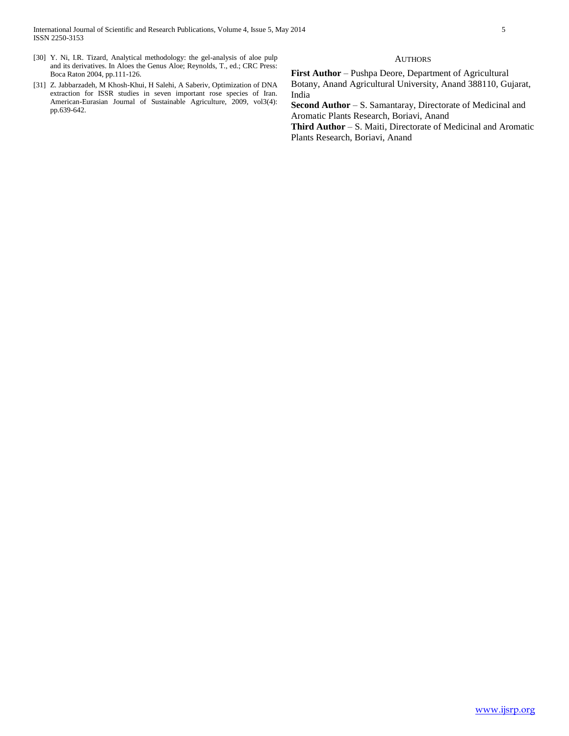[30] Y. Ni, I.R. Tizard, Analytical methodology: the gel-analysis of aloe pulp and its derivatives. In Aloes the Genus Aloe; Reynolds, T., ed.; CRC Press: Boca Raton 2004, pp.111-126.

[31] Z. Jabbarzadeh, M Khosh-Khui, H Salehi, A Saberiv, Optimization of DNA extraction for ISSR studies in seven important rose species of Iran. American-Eurasian Journal of Sustainable Agriculture, 2009, vol3(4): pp.639-642.

## AUTHORS

**First Author** – Pushpa Deore, Department of Agricultural Botany, Anand Agricultural University, Anand 388110, Gujarat, India

**Second Author** – S. Samantaray, Directorate of Medicinal and Aromatic Plants Research, Boriavi, Anand

**Third Author** – S. Maiti, Directorate of Medicinal and Aromatic Plants Research, Boriavi, Anand